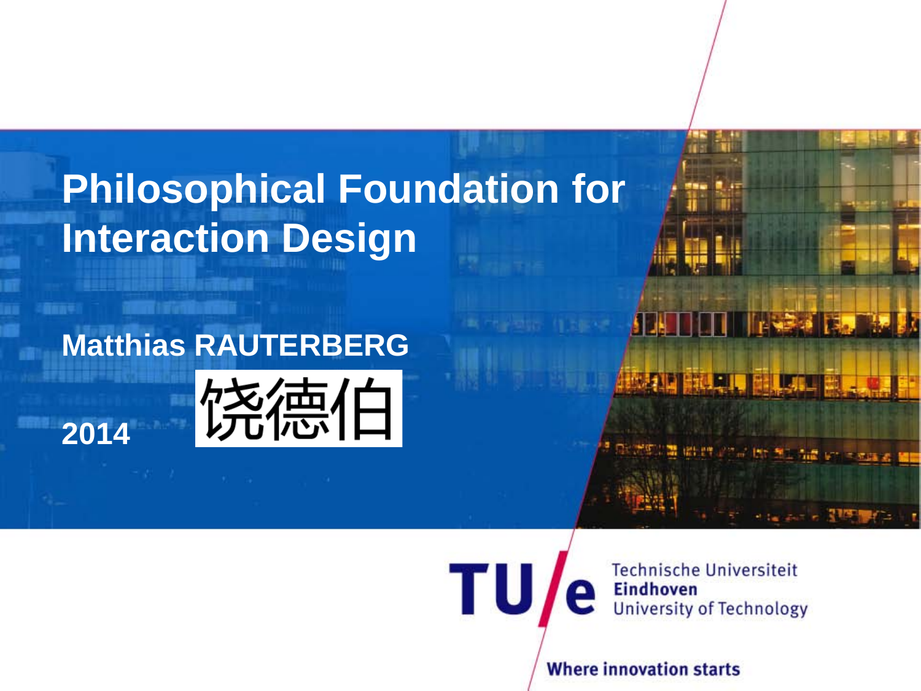# Philosophical Foundation for Interaction Design

**Matthias RAUTERBERG**

饶德伯

**2014**

Technische Universiteit **Eindhoven** University of Technology

**Where innovation starts**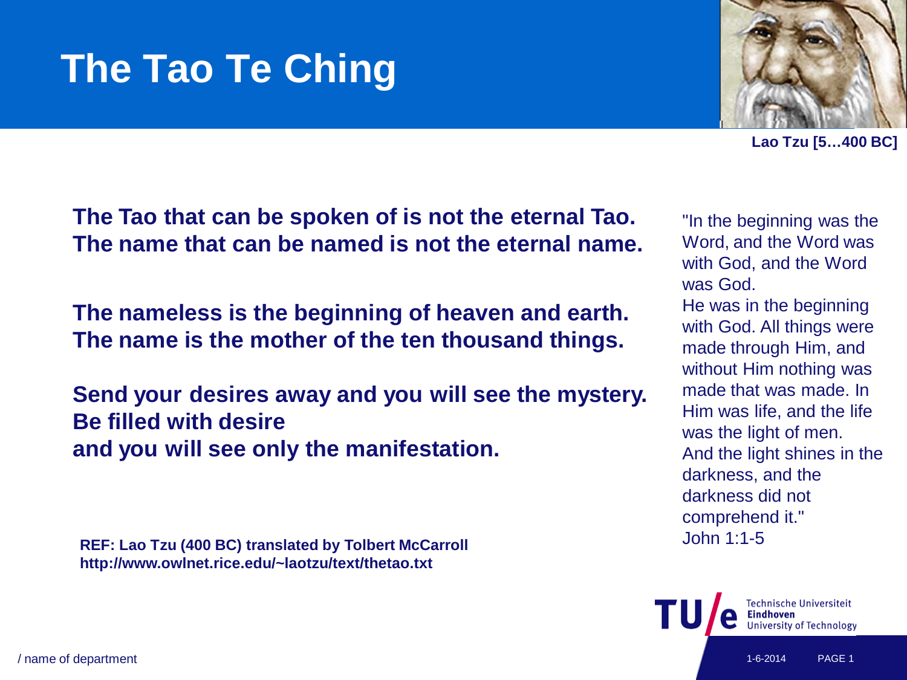# The Tao Te Ching

Lao Tzu [5…400 BC]

**The Tao that can be spoken of is not the eternal Tao.**
**The name that can be named is not the eternal name.**

**The nameless is the beginning of heaven and earth.**
**The name is the mother of the ten thousand things.**

**Send your desires away and you will see the mystery.**
**Be filled with desire**
**and you will see only the manifestation.**

"In the beginning was the Word, and the Word was with God, and the Word was God.
He was in the beginning with God. All things were made through Him, and without Him nothing was made that was made. In Him was life, and the life was the light of men.
And the light shines in the darkness, and the darkness did not comprehend it."
John 1:1-5

**REF: Lao Tzu (400 BC) translated by Tolbert McCarroll**
**http://www.owlnet.rice.edu/~laotzu/text/thetao.txt**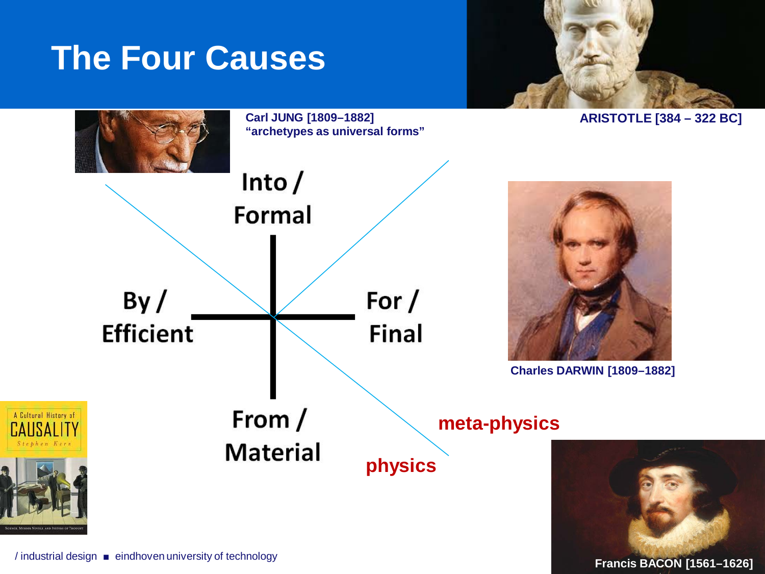# The Four Causes

**Carl JUNG [1809–1882]**
**"archetypes as universal forms"**

**ARISTOTLE [384 – 322 BC]**

Into / Formal

By / Efficient

For / Final

From / Material

**Charles DARWIN [1809–1882]**

**meta-physics**

**physics**

A Cultural History of CAUSALITY
Stephen Kern

**Francis BACON [1561–1626]**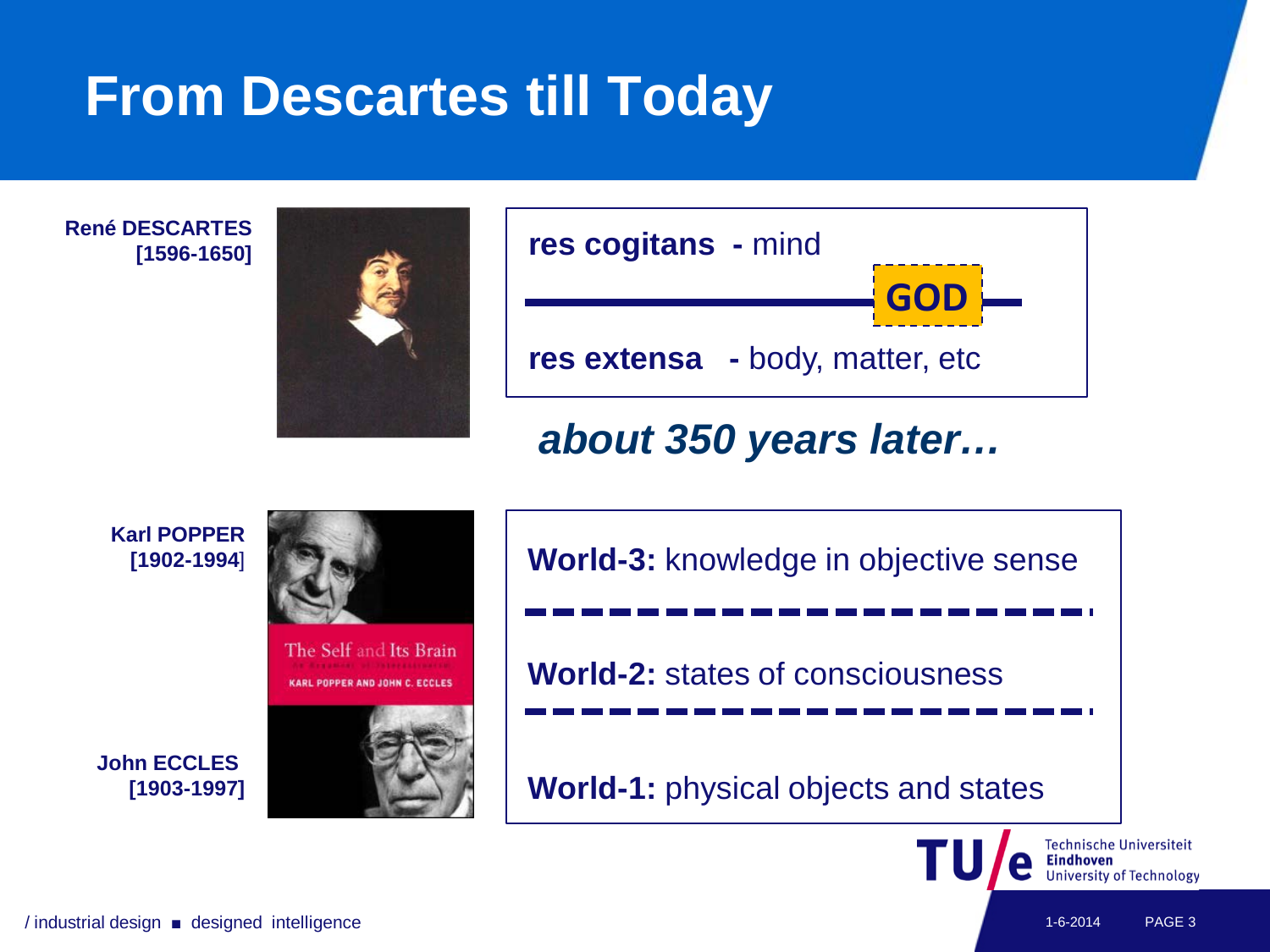# From Descartes till Today

**René DESCARTES**
**[1596-1650]**

**res cogitans -** mind

**GOD**

**res extensa -** body, matter, etc

***about 350 years later…***

**Karl POPPER**
**[1902-1994]**

**John ECCLES**
**[1903-1997]**

The Self and Its Brain
KARL POPPER AND JOHN C. ECCLES

**World-3:** knowledge in objective sense

**World-2:** states of consciousness

**World-1:** physical objects and states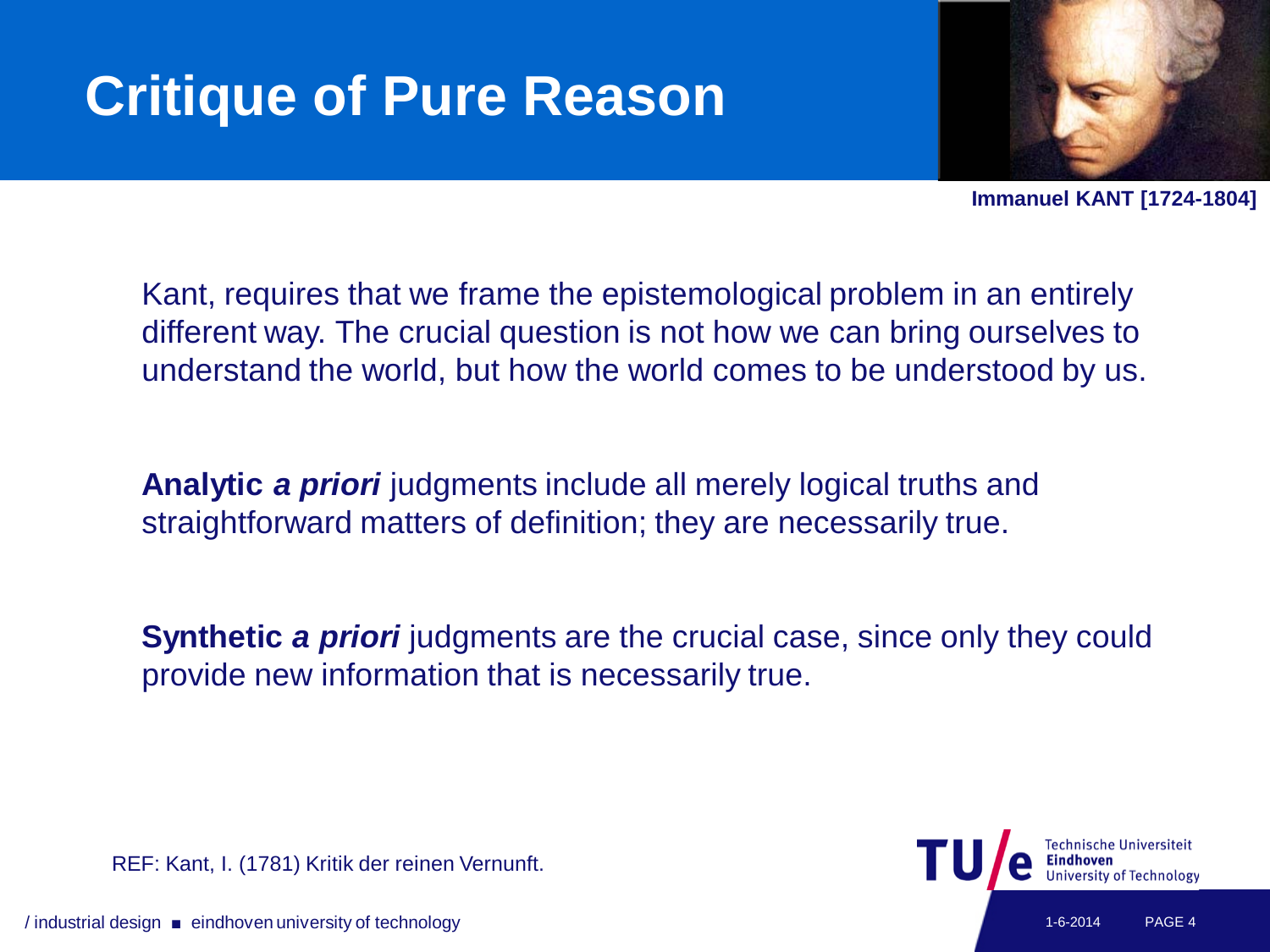# Critique of Pure Reason

**Immanuel KANT [1724-1804]**

Kant, requires that we frame the epistemological problem in an entirely different way. The crucial question is not how we can bring ourselves to understand the world, but how the world comes to be understood by us.

**Analytic *a priori*** judgments include all merely logical truths and straightforward matters of definition; they are necessarily true.

**Synthetic *a priori*** judgments are the crucial case, since only they could provide new information that is necessarily true.

REF: Kant, I. (1781) Kritik der reinen Vernunft.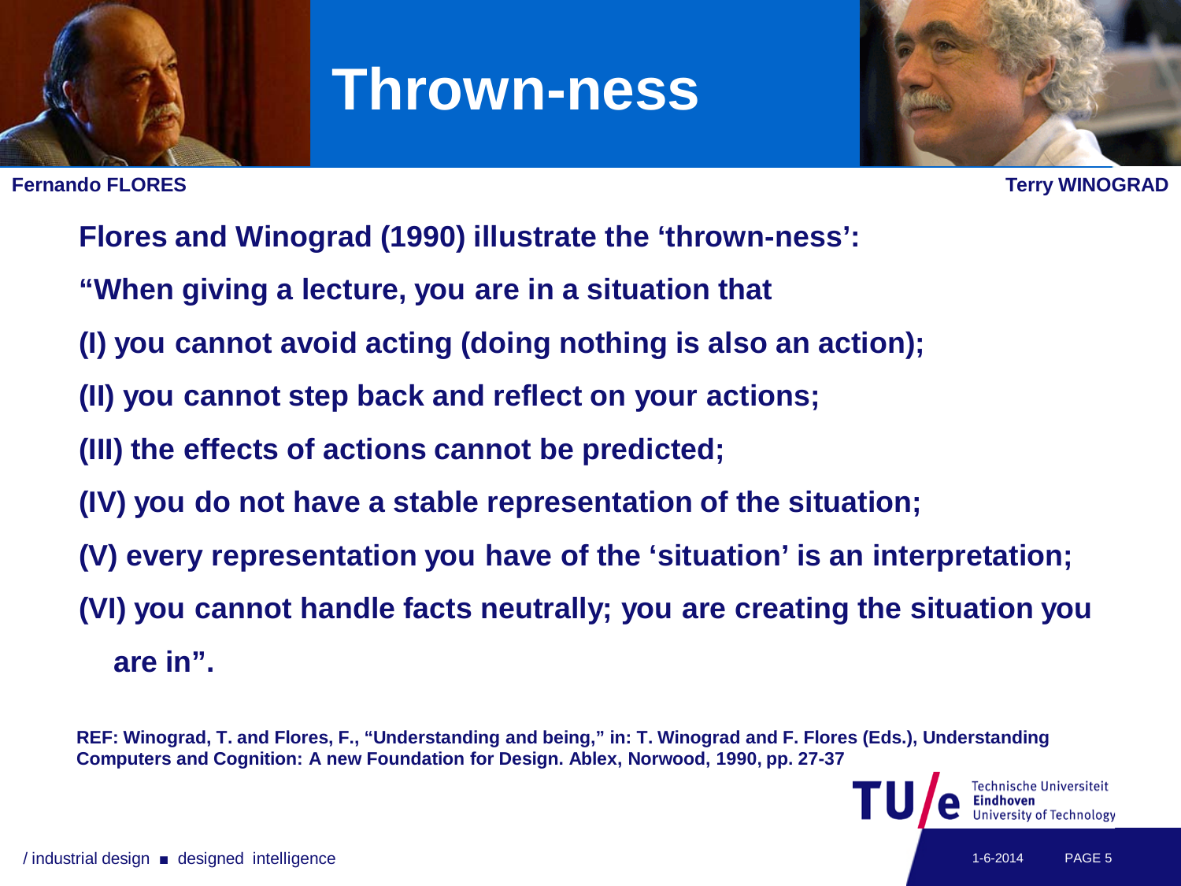# Thrown-ness

**Fernando FLORES**

**Terry WINOGRAD**

**Flores and Winograd (1990) illustrate the 'thrown-ness':**

**"When giving a lecture, you are in a situation that**

**(I) you cannot avoid acting (doing nothing is also an action);**

**(II) you cannot step back and reflect on your actions;**

**(III) the effects of actions cannot be predicted;**

**(IV) you do not have a stable representation of the situation;**

**(V) every representation you have of the 'situation' is an interpretation;**

**(VI) you cannot handle facts neutrally; you are creating the situation you are in".**

**REF: Winograd, T. and Flores, F., "Understanding and being," in: T. Winograd and F. Flores (Eds.), Understanding Computers and Cognition: A new Foundation for Design. Ablex, Norwood, 1990, pp. 27-37**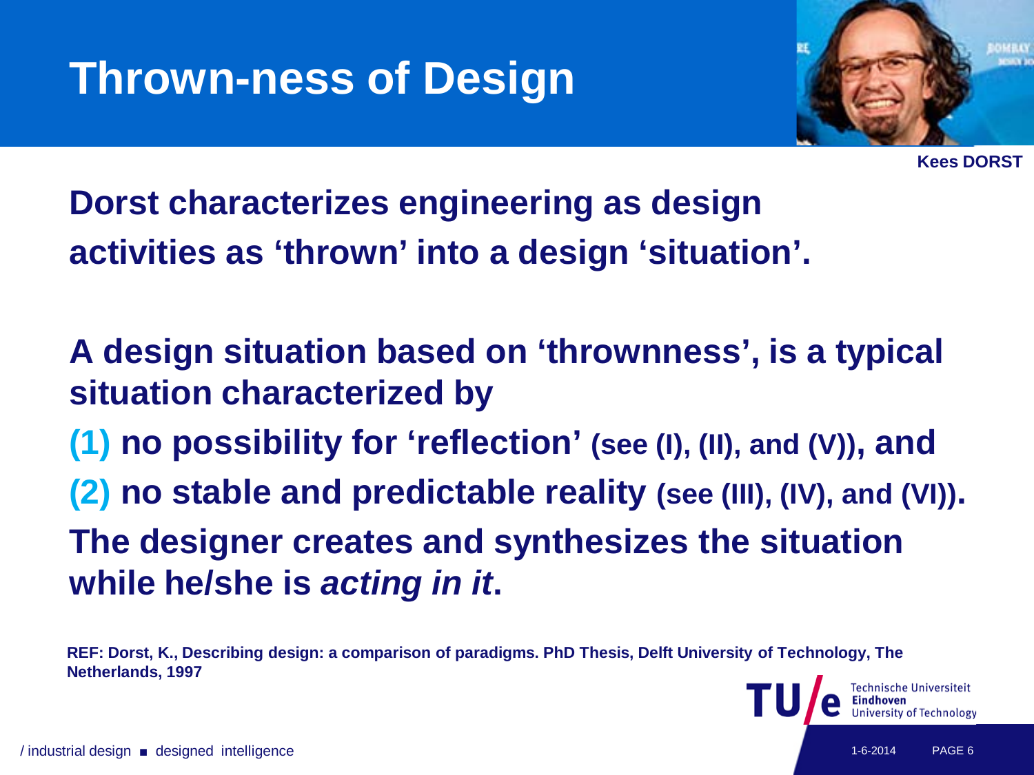# Thrown-ness of Design

**Kees DORST**

**Dorst characterizes engineering as design activities as 'thrown' into a design 'situation'.**

**A design situation based on 'thrownness', is a typical situation characterized by**

**(1) no possibility for 'reflection' (see (I), (II), and (V)), and**

**(2) no stable and predictable reality (see (III), (IV), and (VI)).**

**The designer creates and synthesizes the situation while he/she is *acting in it*.**

**REF: Dorst, K., Describing design: a comparison of paradigms. PhD Thesis, Delft University of Technology, The Netherlands, 1997**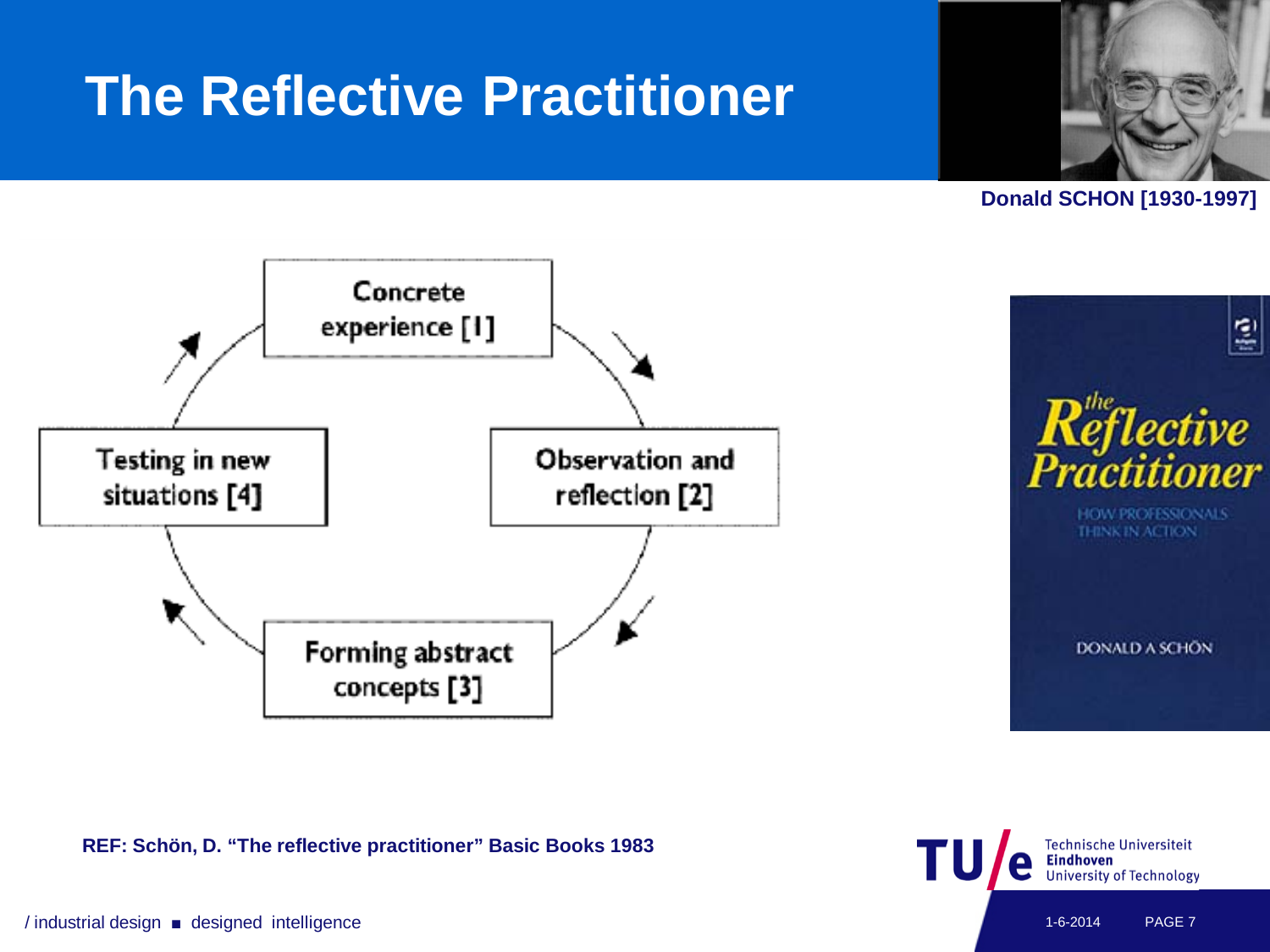# The Reflective Practitioner

**Donald SCHON [1930-1997]**

Concrete experience [1]

Observation and reflection [2]

Forming abstract concepts [3]

Testing in new situations [4]

*the Reflective Practitioner*

HOW PROFESSIONALS THINK IN ACTION

DONALD A SCHÖN

**REF: Schön, D. "The reflective practitioner" Basic Books 1983**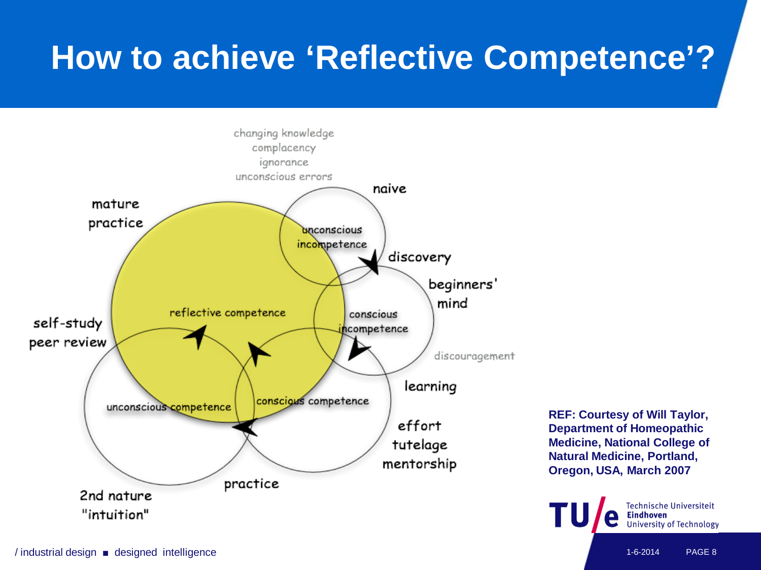# How to achieve 'Reflective Competence'?

changing knowledge
complacency
ignorance
unconscious errors

naive

mature practice

unconscious incompetence

discovery

beginners' mind

reflective competence

conscious incompetence

self-study peer review

discouragement

learning

unconscious competence

conscious competence

effort
tutelage
mentorship

practice

2nd nature "intuition"

**REF: Courtesy of Will Taylor, Department of Homeopathic Medicine, National College of Natural Medicine, Portland, Oregon, USA, March 2007**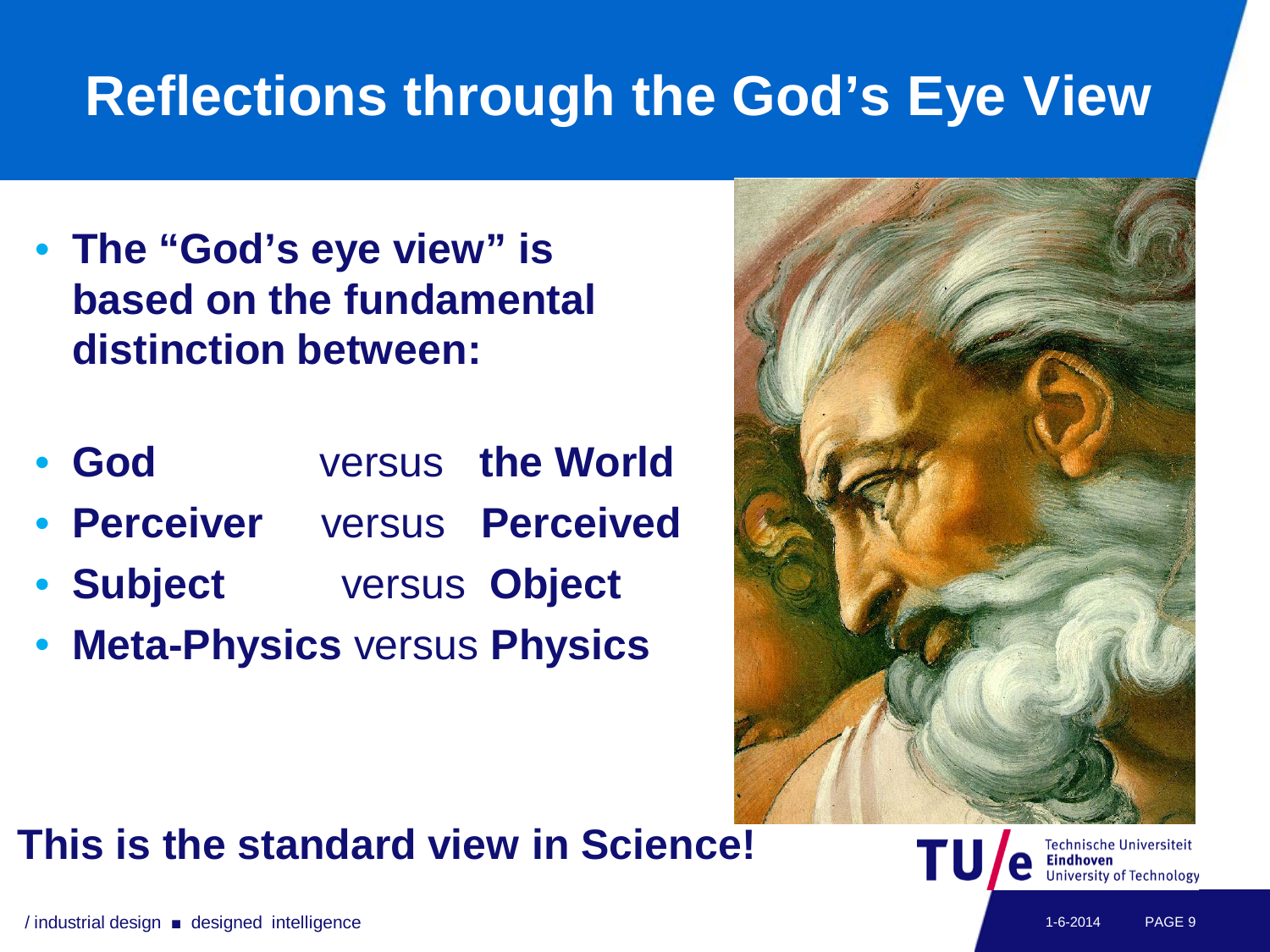# Reflections through the God's Eye View

- **The "God's eye view" is based on the fundamental distinction between:**

- **God** versus **the World**
- **Perceiver** versus **Perceived**
- **Subject** versus **Object**
- **Meta-Physics** versus **Physics**

**This is the standard view in Science!**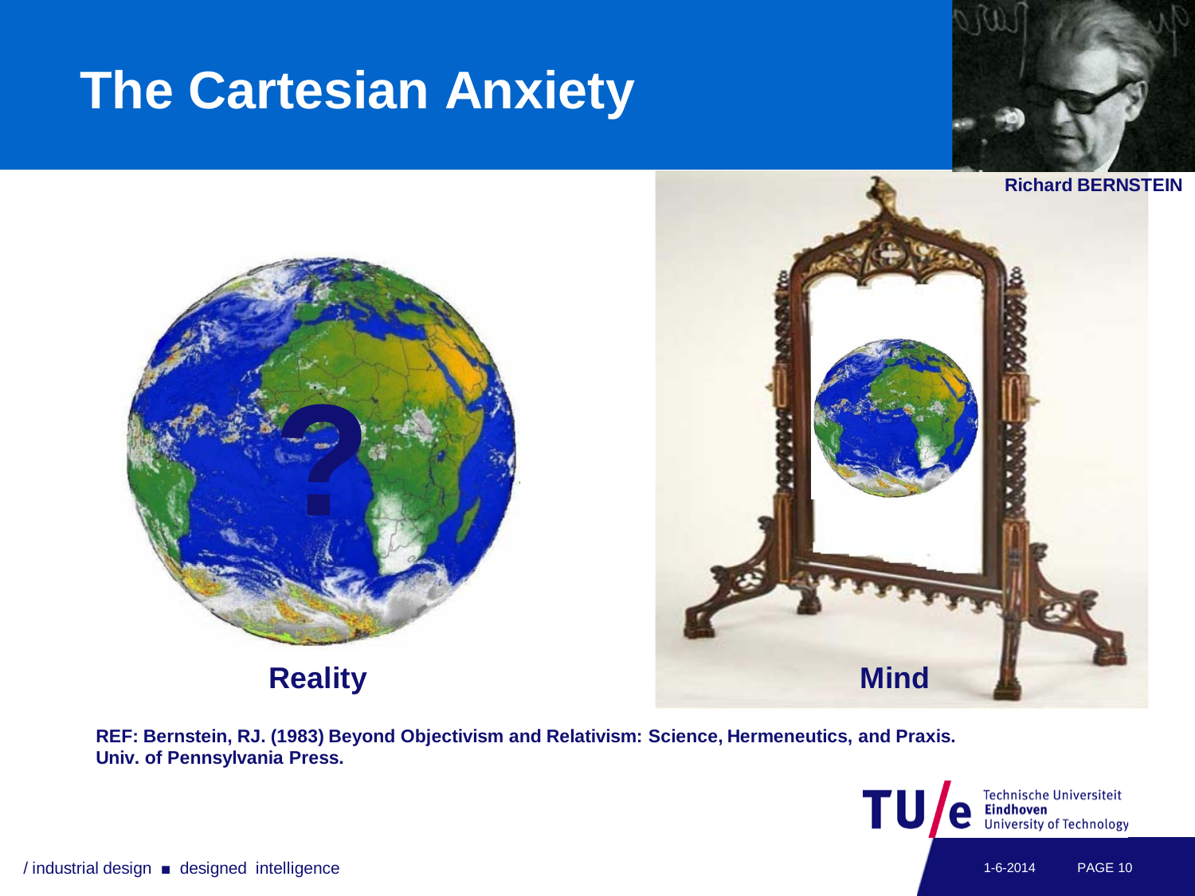# The Cartesian Anxiety

**Richard BERNSTEIN**

**Reality**

**Mind**

**REF: Bernstein, RJ. (1983) Beyond Objectivism and Relativism: Science, Hermeneutics, and Praxis. Univ. of Pennsylvania Press.**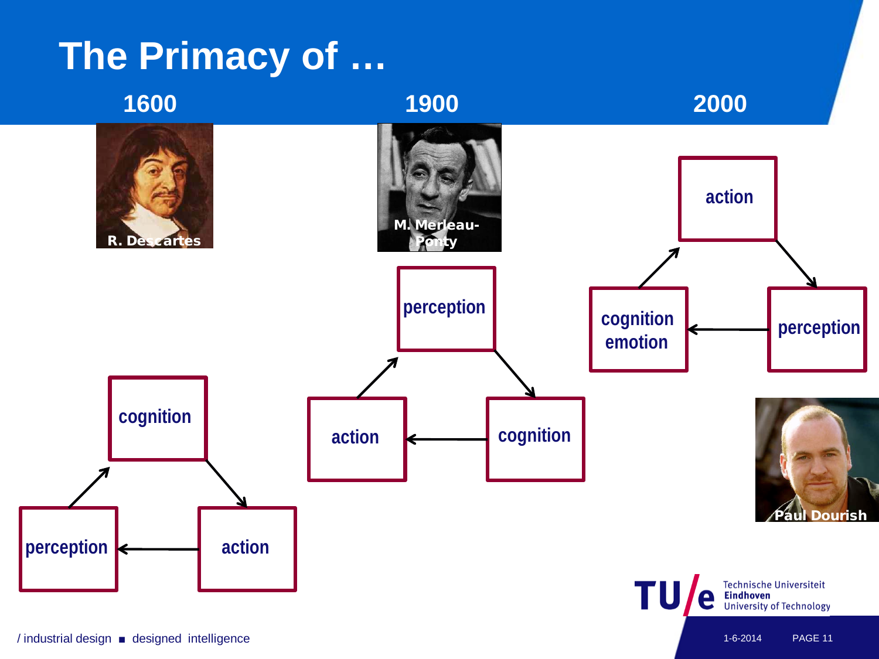# The Primacy of …

**1600**

R. Descartes

cognition → action → perception → cognition

**1900**

M. Merleau-Ponty

perception → cognition → action → perception

**2000**

Paul Dourish

action → perception → cognition emotion → action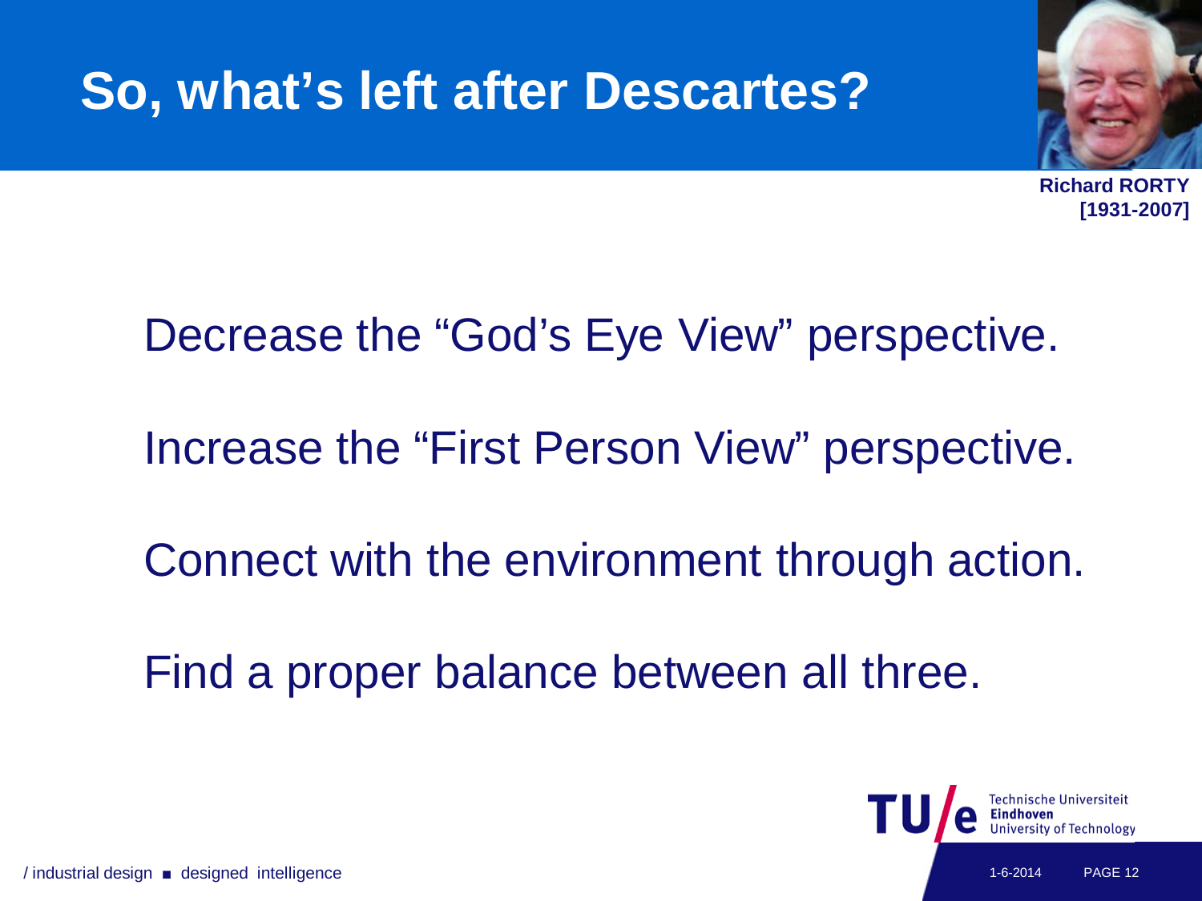# So, what's left after Descartes?

**Richard RORTY [1931-2007]**

Decrease the "God's Eye View" perspective.

Increase the "First Person View" perspective.

Connect with the environment through action.

Find a proper balance between all three.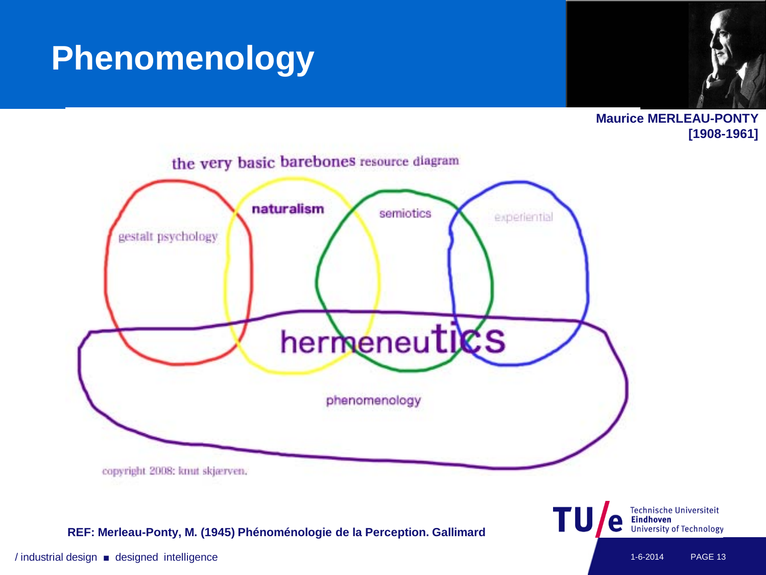# Phenomenology

**Maurice MERLEAU-PONTY [1908-1961]**

the very basic barebones resource diagram

gestalt psychology

naturalism

semiotics

experiential

hermeneutics

phenomenology

copyright 2008: knut skjærven.

**REF: Merleau-Ponty, M. (1945) Phénoménologie de la Perception. Gallimard**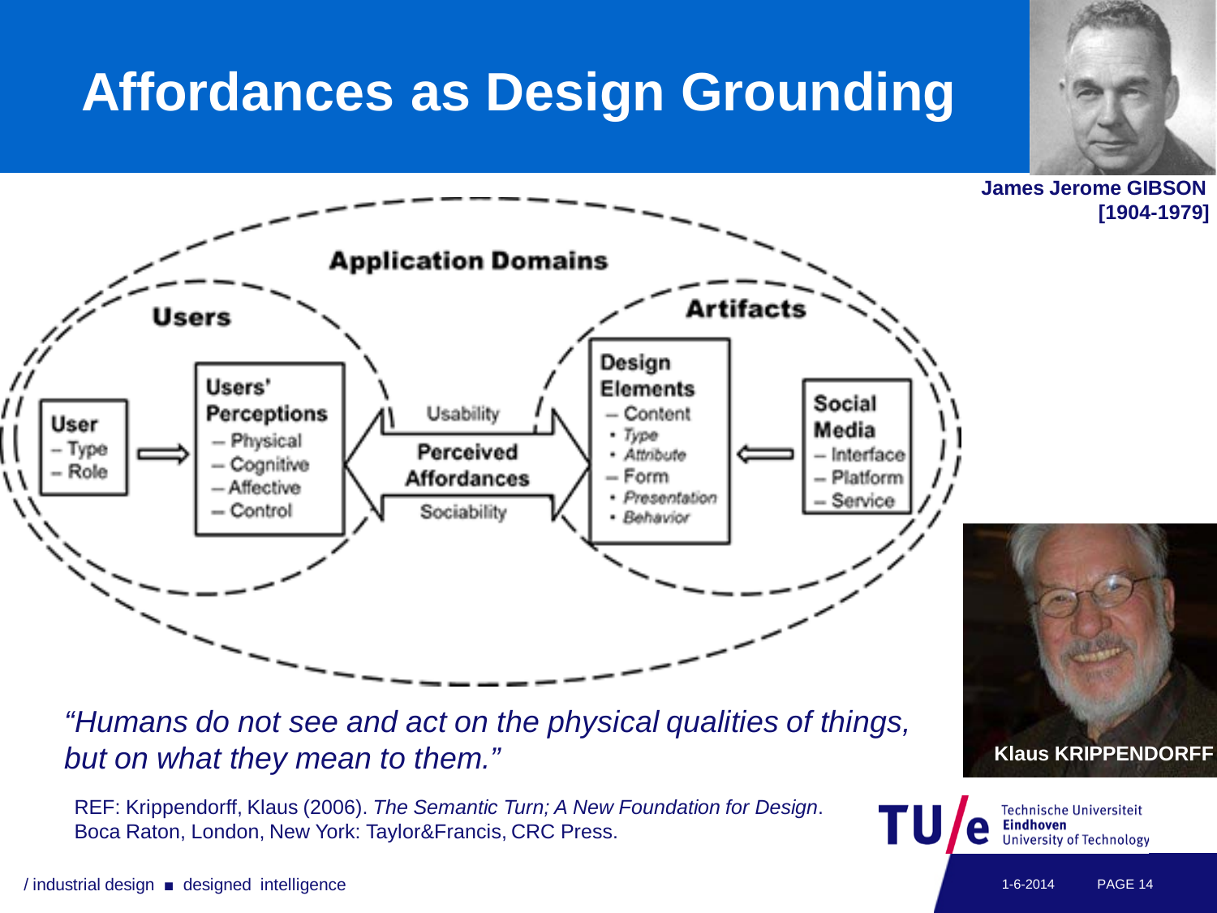# Affordances as Design Grounding

James Jerome GIBSON [1904-1979]

Application Domains

Users

User
- Type
- Role

Users' Perceptions
- Physical
- Cognitive
- Affective
- Control

Usability

Perceived Affordances

Sociability

Artifacts

Design Elements
- Content
  - Type
  - Attribute
- Form
  - Presentation
  - Behavior

Social Media
- Interface
- Platform
- Service

*"Humans do not see and act on the physical qualities of things, but on what they mean to them."*

Klaus KRIPPENDORFF

REF: Krippendorff, Klaus (2006). *The Semantic Turn; A New Foundation for Design*. Boca Raton, London, New York: Taylor&Francis, CRC Press.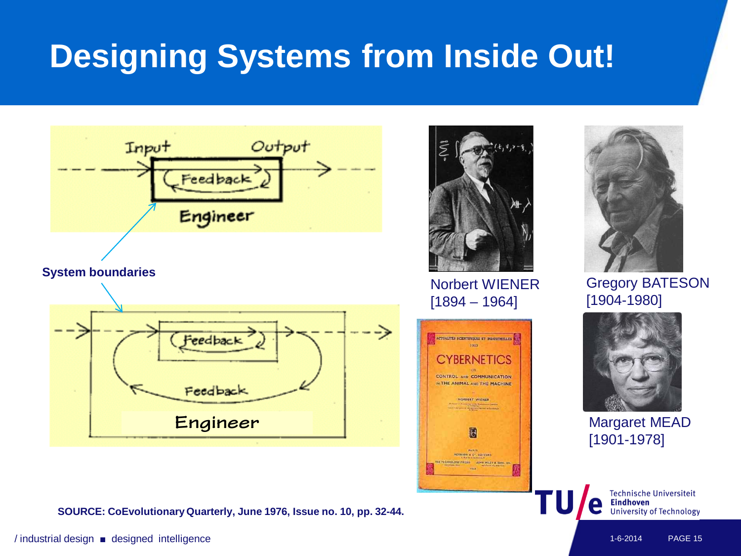# Designing Systems from Inside Out!

Input Output

Feedback

Engineer

**System boundaries**

Feedback

Feedback

Engineer

Norbert WIENER
[1894 – 1964]

Gregory BATESON
[1904-1980]

Margaret MEAD
[1901-1978]

**SOURCE: CoEvolutionary Quarterly, June 1976, Issue no. 10, pp. 32-44.**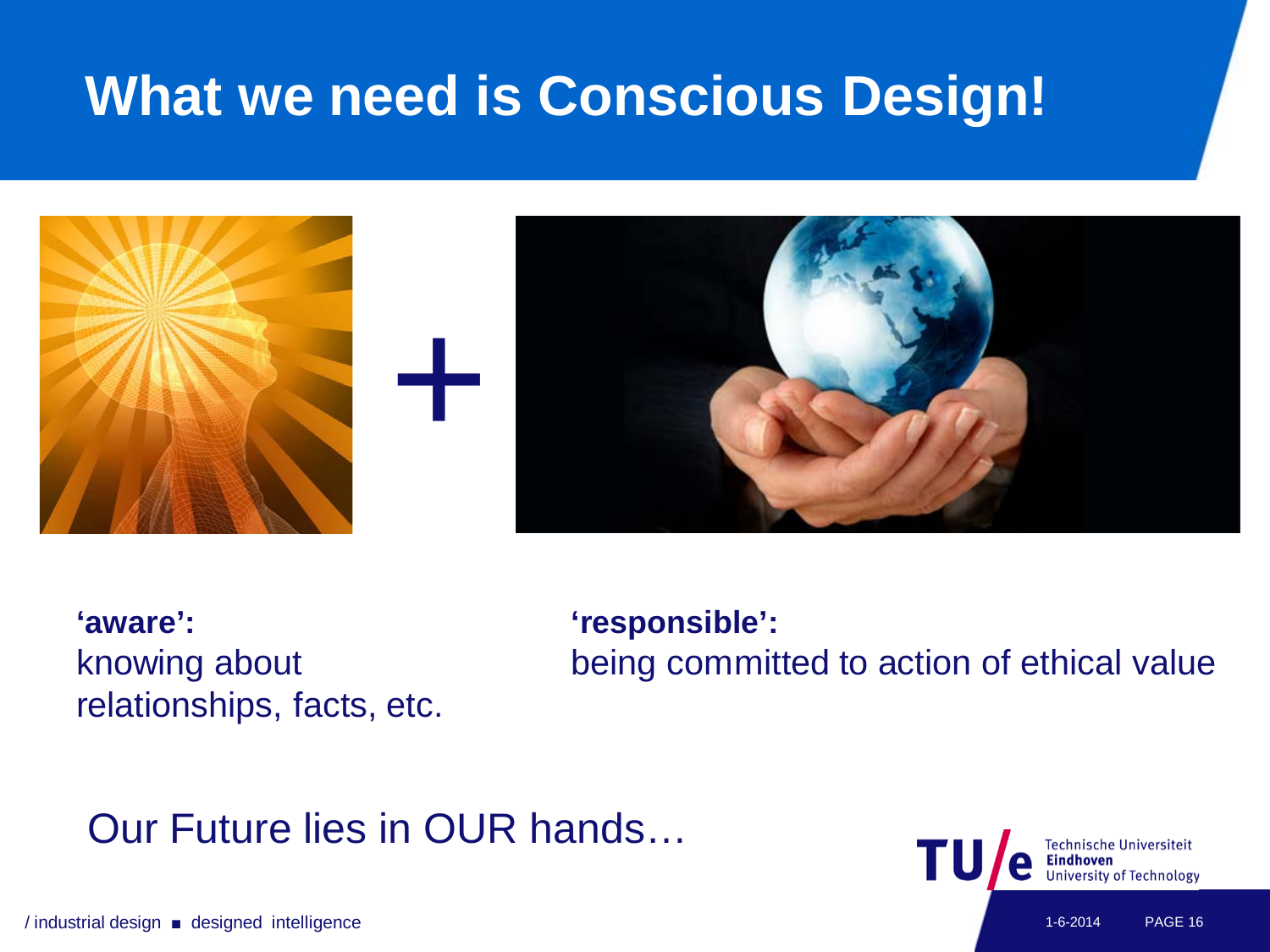# What we need is Conscious Design!

+

**'aware':**
knowing about relationships, facts, etc.

**'responsible':**
being committed to action of ethical value

Our Future lies in OUR hands…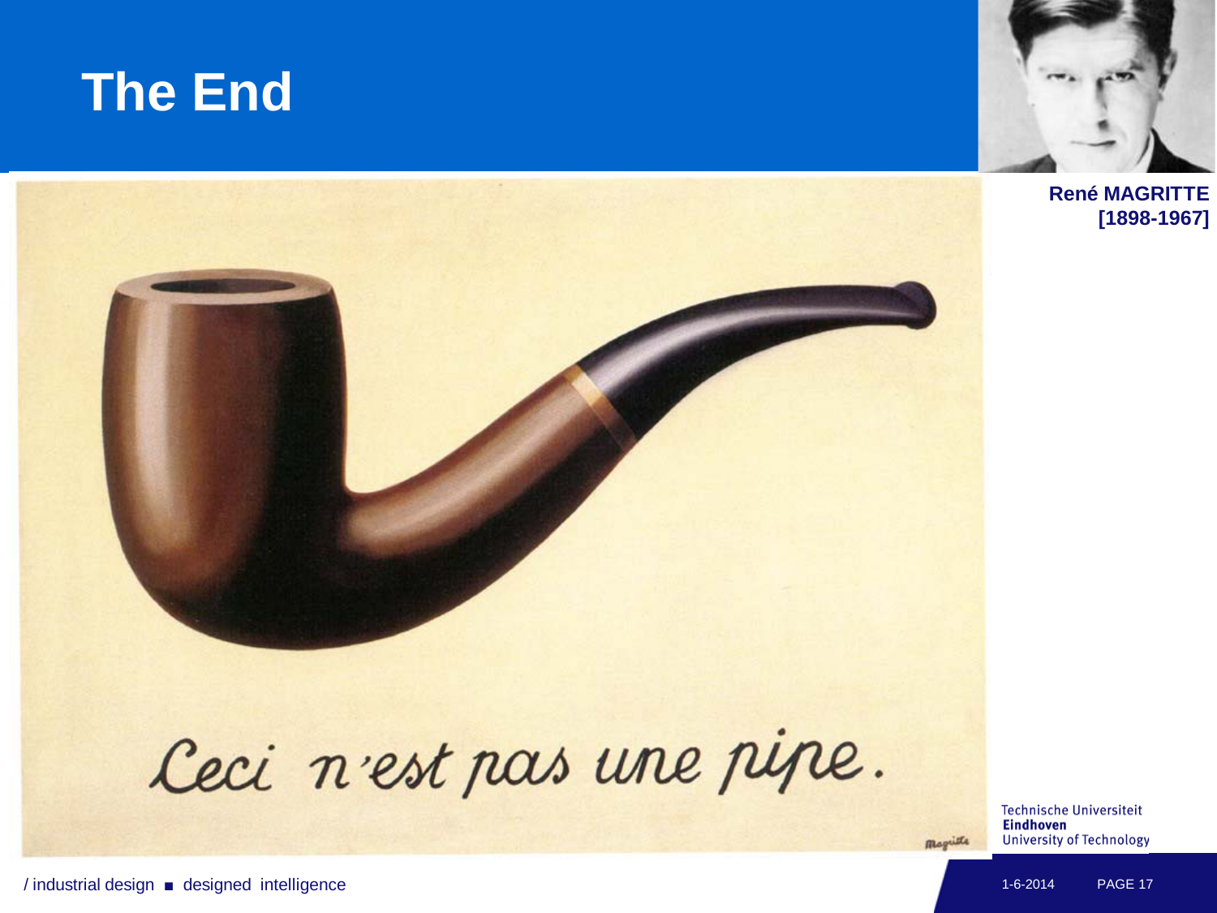# The End

René MAGRITTE
[1898-1967]

Ceci n'est pas une pipe.

Magritte